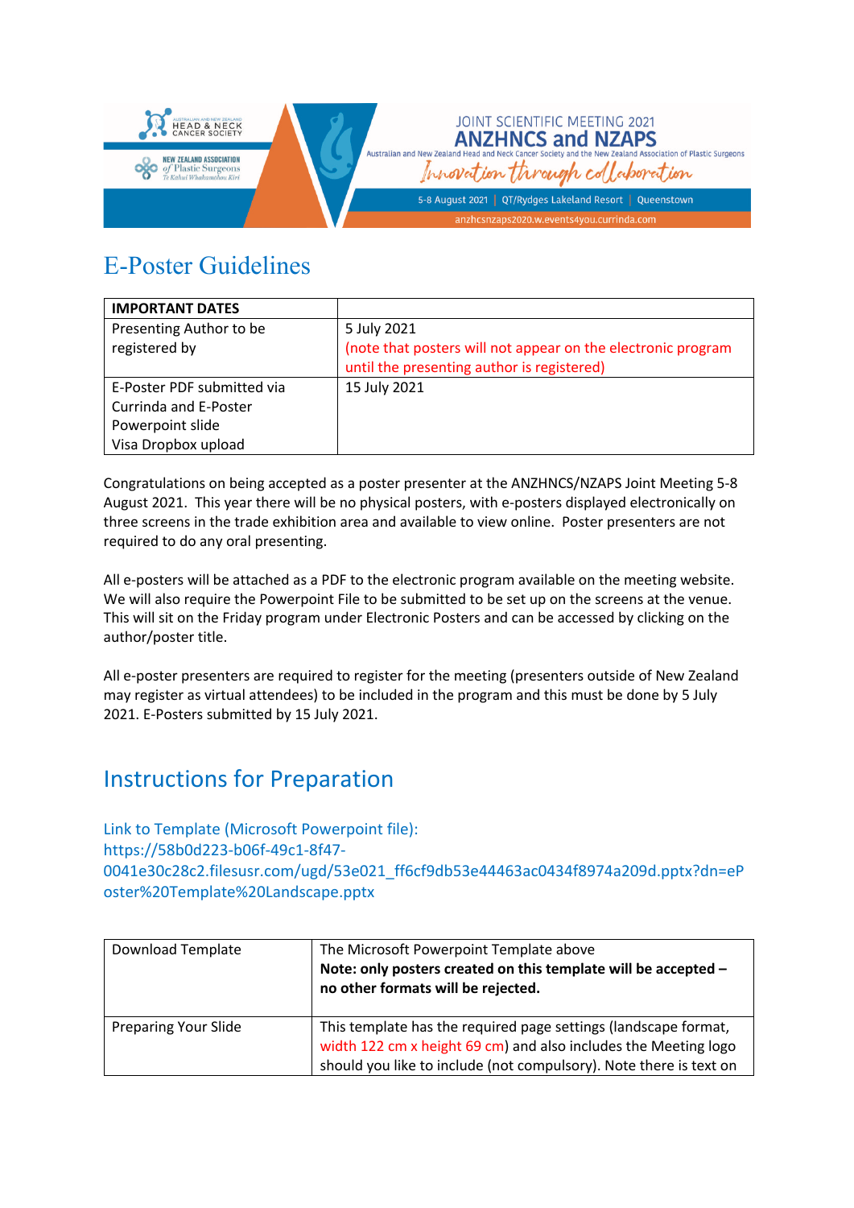# E-Poster Guidelines

| IMPORTANT DATES | |
|---|---|
| Presenting Author to be registered by | 5 July 2021 (note that posters will not appear on the electronic program until the presenting author is registered) |
| E-Poster PDF submitted via Currinda and E-Poster Powerpoint slide Visa Dropbox upload | 15 July 2021 |

Congratulations on being accepted as a poster presenter at the ANZHNCS/NZAPS Joint Meeting 5-8 August 2021. This year there will be no physical posters, with e-posters displayed electronically on three screens in the trade exhibition area and available to view online. Poster presenters are not required to do any oral presenting.

All e-posters will be attached as a PDF to the electronic program available on the meeting website. We will also require the Powerpoint File to be submitted to be set up on the screens at the venue. This will sit on the Friday program under Electronic Posters and can be accessed by clicking on the author/poster title.

All e-poster presenters are required to register for the meeting (presenters outside of New Zealand may register as virtual attendees) to be included in the program and this must be done by 5 July 2021. E-Posters submitted by 15 July 2021.

## Instructions for Preparation

Link to Template (Microsoft Powerpoint file): https://58b0d223-b06f-49c1-8f47-0041e30c28c2.filesusr.com/ugd/53e021_ff6cf9db53e44463ac0434f8974a209d.pptx?dn=ePoster%20Template%20Landscape.pptx

| Download Template | The Microsoft Powerpoint Template above **Note: only posters created on this template will be accepted – no other formats will be rejected.** |
|---|---|
| Preparing Your Slide | This template has the required page settings (landscape format, width 122 cm x height 69 cm) and also includes the Meeting logo should you like to include (not compulsory). Note there is text on |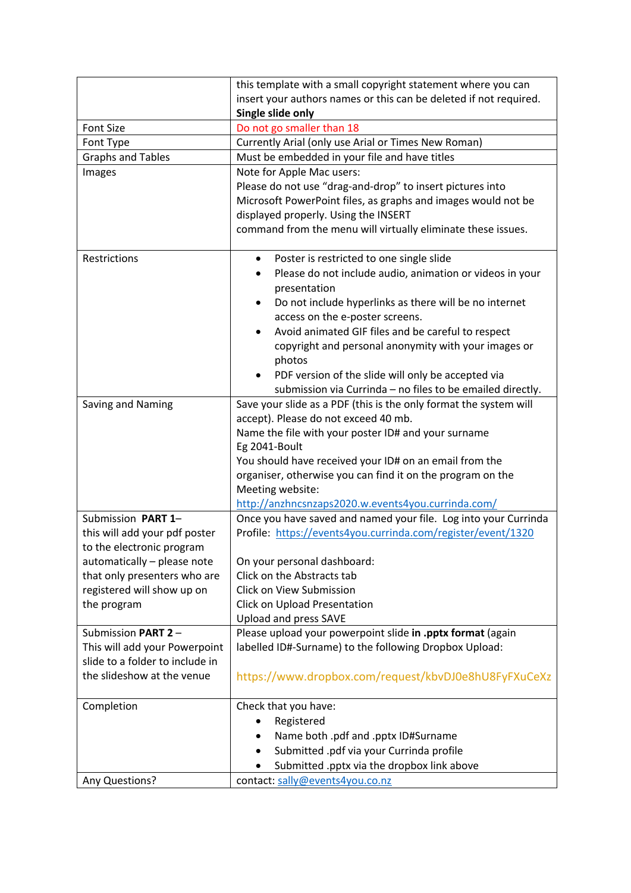| | |
|---|---|
| | this template with a small copyright statement where you can insert your authors names or this can be deleted if not required. **Single slide only** |
| Font Size | Do not go smaller than 18 |
| Font Type | Currently Arial (only use Arial or Times New Roman) |
| Graphs and Tables | Must be embedded in your file and have titles |
| Images | Note for Apple Mac users:<br>Please do not use “drag-and-drop” to insert pictures into Microsoft PowerPoint files, as graphs and images would not be displayed properly. Using the INSERT command from the menu will virtually eliminate these issues. |
| Restrictions | • Poster is restricted to one single slide<br>• Please do not include audio, animation or videos in your presentation<br>• Do not include hyperlinks as there will be no internet access on the e-poster screens.<br>• Avoid animated GIF files and be careful to respect copyright and personal anonymity with your images or photos<br>• PDF version of the slide will only be accepted via submission via Currinda – no files to be emailed directly. |
| Saving and Naming | Save your slide as a PDF (this is the only format the system will accept). Please do not exceed 40 mb.<br>Name the file with your poster ID# and your surname<br>Eg 2041-Boult<br>You should have received your ID# on an email from the organiser, otherwise you can find it on the program on the Meeting website:<br>http://anzhncsnzaps2020.w.events4you.currinda.com/ |
| Submission **PART 1**– this will add your pdf poster to the electronic program automatically – please note that only presenters who are registered will show up on the program | Once you have saved and named your file. Log into your Currinda Profile: https://events4you.currinda.com/register/event/1320<br><br>On your personal dashboard:<br>Click on the Abstracts tab<br>Click on View Submission<br>Click on Upload Presentation<br>Upload and press SAVE |
| Submission **PART 2** – This will add your Powerpoint slide to a folder to include in the slideshow at the venue | Please upload your powerpoint slide **in .pptx format** (again labelled ID#-Surname) to the following Dropbox Upload:<br><br>https://www.dropbox.com/request/kbvDJ0e8hU8FyFXuCeXz |
| Completion | Check that you have:<br>• Registered<br>• Name both .pdf and .pptx ID#Surname<br>• Submitted .pdf via your Currinda profile<br>• Submitted .pptx via the dropbox link above |
| Any Questions? | contact: sally@events4you.co.nz |